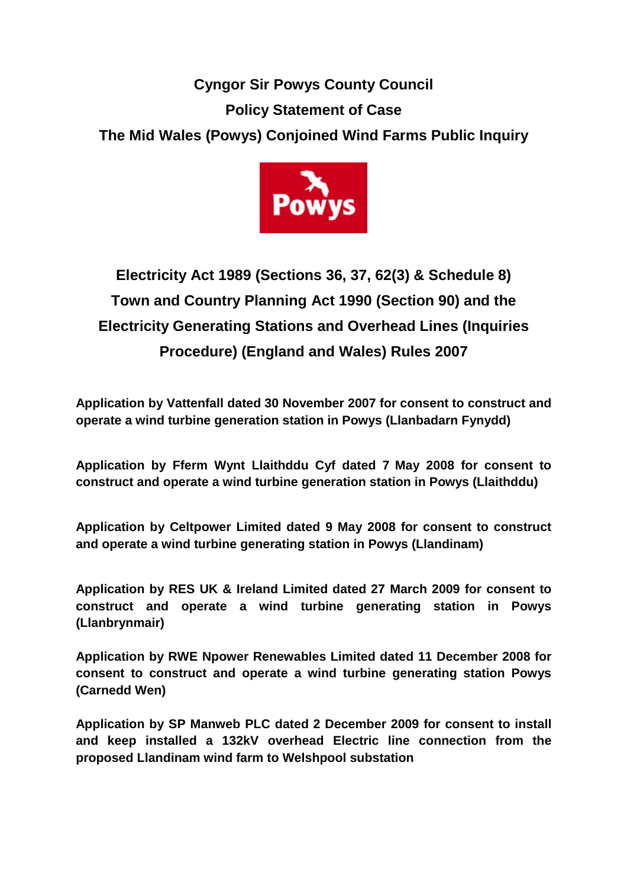# Cyngor Sir Powys County Council

## Policy Statement of Case

## The Mid Wales (Powys) Conjoined Wind Farms Public Inquiry

## Electricity Act 1989 (Sections 36, 37, 62(3) & Schedule 8) Town and Country Planning Act 1990 (Section 90) and the Electricity Generating Stations and Overhead Lines (Inquiries Procedure) (England and Wales) Rules 2007

**Application by Vattenfall dated 30 November 2007 for consent to construct and operate a wind turbine generation station in Powys (Llanbadarn Fynydd)**

**Application by Fferm Wynt Llaithddu Cyf dated 7 May 2008 for consent to construct and operate a wind turbine generation station in Powys (Llaithddu)**

**Application by Celtpower Limited dated 9 May 2008 for consent to construct and operate a wind turbine generating station in Powys (Llandinam)**

**Application by RES UK & Ireland Limited dated 27 March 2009 for consent to construct and operate a wind turbine generating station in Powys (Llanbrynmair)**

**Application by RWE Npower Renewables Limited dated 11 December 2008 for consent to construct and operate a wind turbine generating station Powys (Carnedd Wen)**

**Application by SP Manweb PLC dated 2 December 2009 for consent to install and keep installed a 132kV overhead Electric line connection from the proposed Llandinam wind farm to Welshpool substation**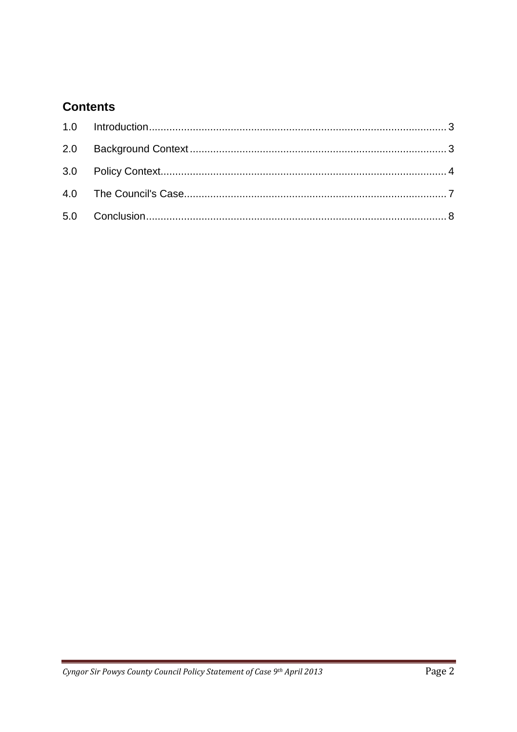## Contents

| | | |
|---|---|---|
| 1.0 | Introduction | 3 |
| 2.0 | Background Context | 3 |
| 3.0 | Policy Context | 4 |
| 4.0 | The Council's Case | 7 |
| 5.0 | Conclusion | 8 |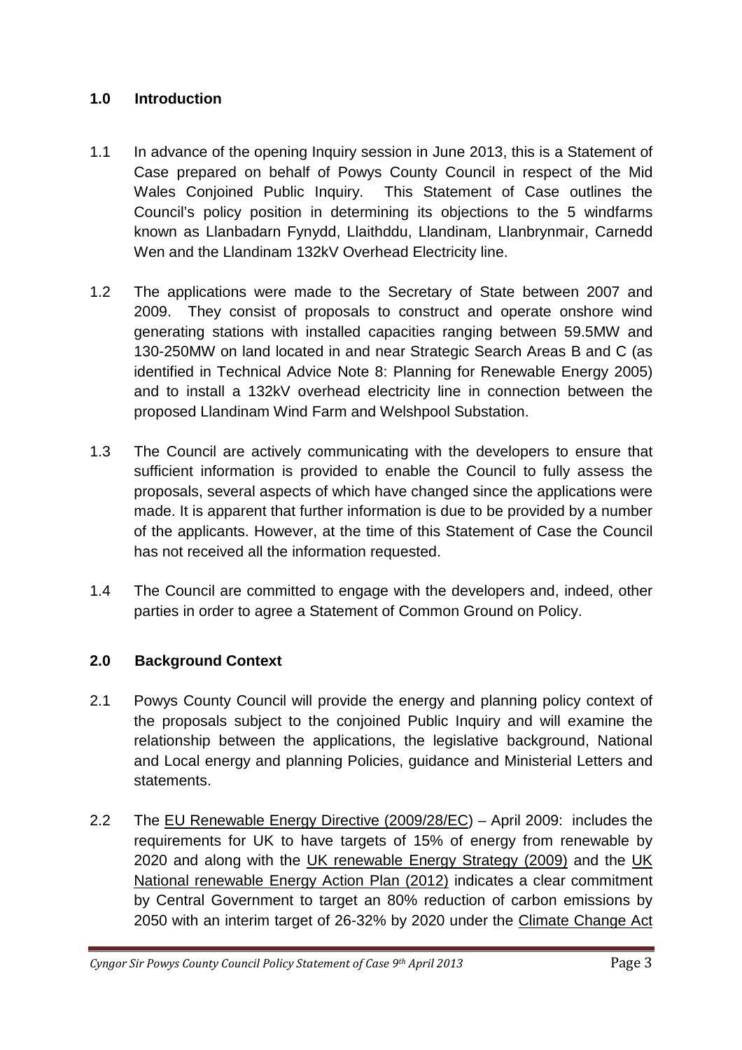## 1.0 Introduction

1.1 In advance of the opening Inquiry session in June 2013, this is a Statement of Case prepared on behalf of Powys County Council in respect of the Mid Wales Conjoined Public Inquiry. This Statement of Case outlines the Council's policy position in determining its objections to the 5 windfarms known as Llanbadarn Fynydd, Llaithddu, Llandinam, Llanbrynmair, Carnedd Wen and the Llandinam 132kV Overhead Electricity line.

1.2 The applications were made to the Secretary of State between 2007 and 2009. They consist of proposals to construct and operate onshore wind generating stations with installed capacities ranging between 59.5MW and 130-250MW on land located in and near Strategic Search Areas B and C (as identified in Technical Advice Note 8: Planning for Renewable Energy 2005) and to install a 132kV overhead electricity line in connection between the proposed Llandinam Wind Farm and Welshpool Substation.

1.3 The Council are actively communicating with the developers to ensure that sufficient information is provided to enable the Council to fully assess the proposals, several aspects of which have changed since the applications were made. It is apparent that further information is due to be provided by a number of the applicants. However, at the time of this Statement of Case the Council has not received all the information requested.

1.4 The Council are committed to engage with the developers and, indeed, other parties in order to agree a Statement of Common Ground on Policy.

## 2.0 Background Context

2.1 Powys County Council will provide the energy and planning policy context of the proposals subject to the conjoined Public Inquiry and will examine the relationship between the applications, the legislative background, National and Local energy and planning Policies, guidance and Ministerial Letters and statements.

2.2 The EU Renewable Energy Directive (2009/28/EC) – April 2009: includes the requirements for UK to have targets of 15% of energy from renewable by 2020 and along with the UK renewable Energy Strategy (2009) and the UK National renewable Energy Action Plan (2012) indicates a clear commitment by Central Government to target an 80% reduction of carbon emissions by 2050 with an interim target of 26-32% by 2020 under the Climate Change Act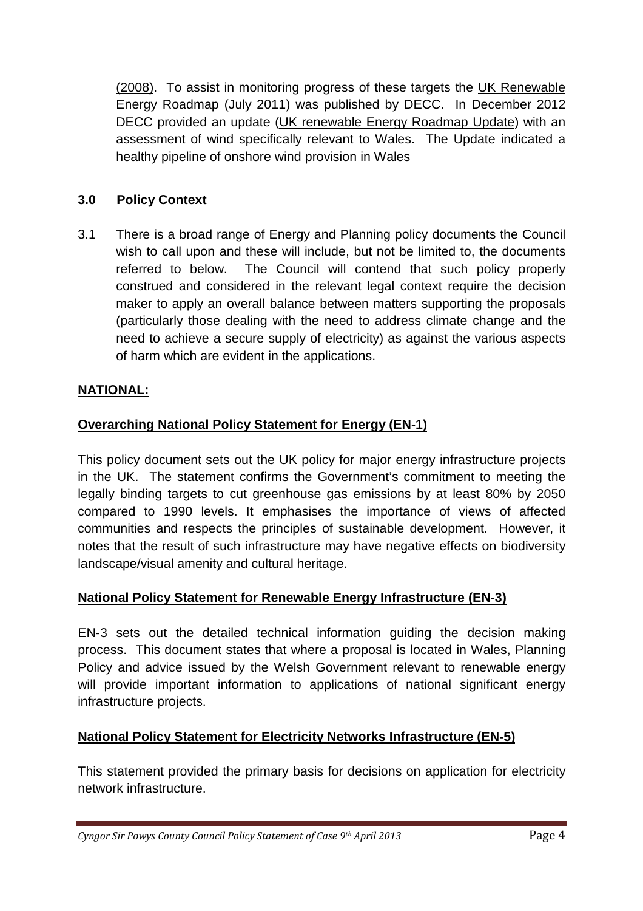(2008). To assist in monitoring progress of these targets the UK Renewable Energy Roadmap (July 2011) was published by DECC. In December 2012 DECC provided an update (UK renewable Energy Roadmap Update) with an assessment of wind specifically relevant to Wales. The Update indicated a healthy pipeline of onshore wind provision in Wales

## 3.0 Policy Context

3.1 There is a broad range of Energy and Planning policy documents the Council wish to call upon and these will include, but not be limited to, the documents referred to below. The Council will contend that such policy properly construed and considered in the relevant legal context require the decision maker to apply an overall balance between matters supporting the proposals (particularly those dealing with the need to address climate change and the need to achieve a secure supply of electricity) as against the various aspects of harm which are evident in the applications.

### NATIONAL:

#### Overarching National Policy Statement for Energy (EN-1)

This policy document sets out the UK policy for major energy infrastructure projects in the UK. The statement confirms the Government's commitment to meeting the legally binding targets to cut greenhouse gas emissions by at least 80% by 2050 compared to 1990 levels. It emphasises the importance of views of affected communities and respects the principles of sustainable development. However, it notes that the result of such infrastructure may have negative effects on biodiversity landscape/visual amenity and cultural heritage.

#### National Policy Statement for Renewable Energy Infrastructure (EN-3)

EN-3 sets out the detailed technical information guiding the decision making process. This document states that where a proposal is located in Wales, Planning Policy and advice issued by the Welsh Government relevant to renewable energy will provide important information to applications of national significant energy infrastructure projects.

#### National Policy Statement for Electricity Networks Infrastructure (EN-5)

This statement provided the primary basis for decisions on application for electricity network infrastructure.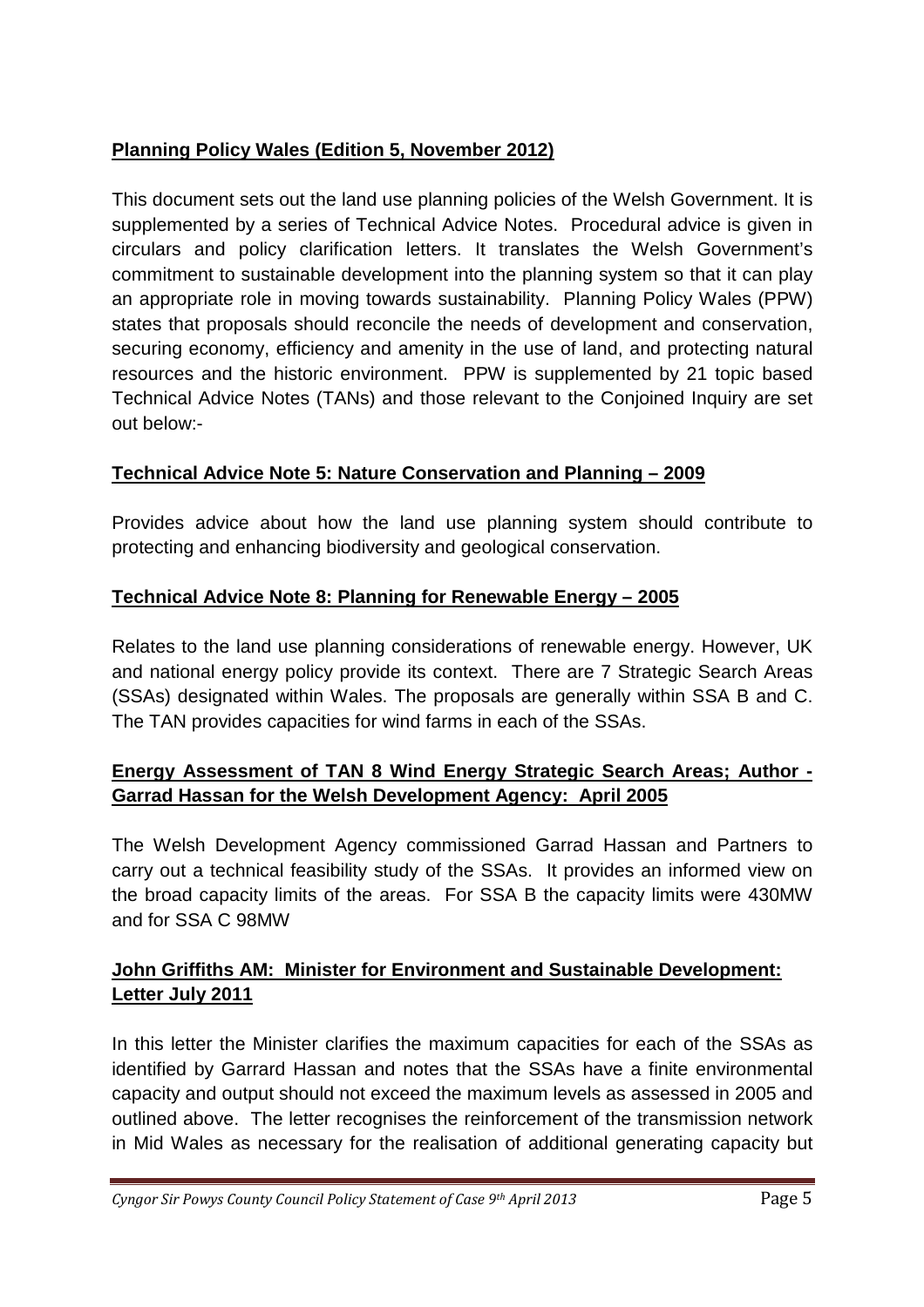**Planning Policy Wales (Edition 5, November 2012)**

This document sets out the land use planning policies of the Welsh Government. It is supplemented by a series of Technical Advice Notes. Procedural advice is given in circulars and policy clarification letters. It translates the Welsh Government's commitment to sustainable development into the planning system so that it can play an appropriate role in moving towards sustainability. Planning Policy Wales (PPW) states that proposals should reconcile the needs of development and conservation, securing economy, efficiency and amenity in the use of land, and protecting natural resources and the historic environment. PPW is supplemented by 21 topic based Technical Advice Notes (TANs) and those relevant to the Conjoined Inquiry are set out below:-

**Technical Advice Note 5: Nature Conservation and Planning – 2009**

Provides advice about how the land use planning system should contribute to protecting and enhancing biodiversity and geological conservation.

**Technical Advice Note 8: Planning for Renewable Energy – 2005**

Relates to the land use planning considerations of renewable energy. However, UK and national energy policy provide its context. There are 7 Strategic Search Areas (SSAs) designated within Wales. The proposals are generally within SSA B and C. The TAN provides capacities for wind farms in each of the SSAs.

**Energy Assessment of TAN 8 Wind Energy Strategic Search Areas; Author - Garrad Hassan for the Welsh Development Agency: April 2005**

The Welsh Development Agency commissioned Garrad Hassan and Partners to carry out a technical feasibility study of the SSAs. It provides an informed view on the broad capacity limits of the areas. For SSA B the capacity limits were 430MW and for SSA C 98MW

**John Griffiths AM: Minister for Environment and Sustainable Development: Letter July 2011**

In this letter the Minister clarifies the maximum capacities for each of the SSAs as identified by Garrard Hassan and notes that the SSAs have a finite environmental capacity and output should not exceed the maximum levels as assessed in 2005 and outlined above. The letter recognises the reinforcement of the transmission network in Mid Wales as necessary for the realisation of additional generating capacity but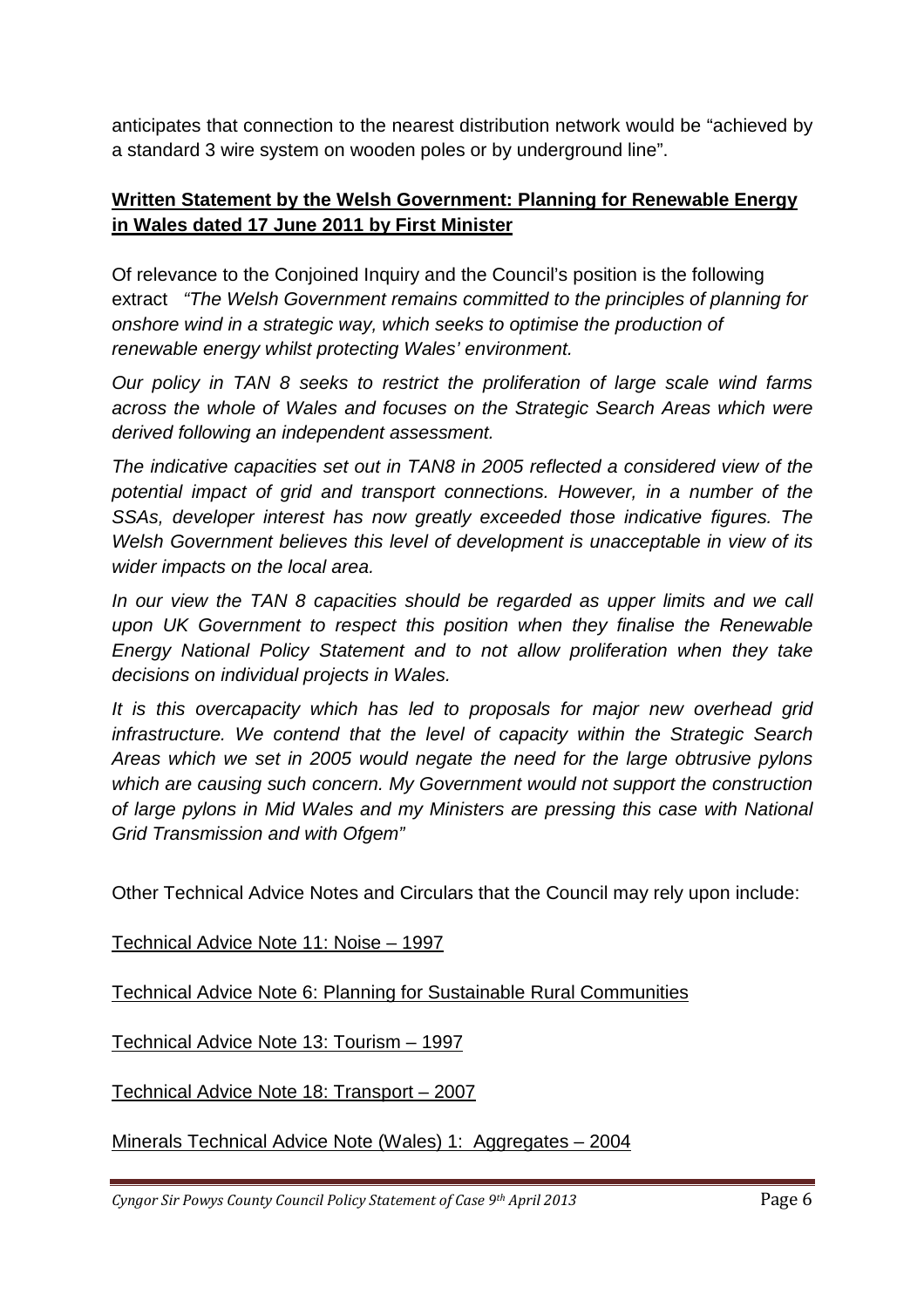anticipates that connection to the nearest distribution network would be "achieved by a standard 3 wire system on wooden poles or by underground line".

**Written Statement by the Welsh Government: Planning for Renewable Energy in Wales dated 17 June 2011 by First Minister**

Of relevance to the Conjoined Inquiry and the Council's position is the following extract *"The Welsh Government remains committed to the principles of planning for onshore wind in a strategic way, which seeks to optimise the production of renewable energy whilst protecting Wales' environment.*

*Our policy in TAN 8 seeks to restrict the proliferation of large scale wind farms across the whole of Wales and focuses on the Strategic Search Areas which were derived following an independent assessment.*

*The indicative capacities set out in TAN8 in 2005 reflected a considered view of the potential impact of grid and transport connections. However, in a number of the SSAs, developer interest has now greatly exceeded those indicative figures. The Welsh Government believes this level of development is unacceptable in view of its wider impacts on the local area.*

*In our view the TAN 8 capacities should be regarded as upper limits and we call upon UK Government to respect this position when they finalise the Renewable Energy National Policy Statement and to not allow proliferation when they take decisions on individual projects in Wales.*

*It is this overcapacity which has led to proposals for major new overhead grid infrastructure. We contend that the level of capacity within the Strategic Search Areas which we set in 2005 would negate the need for the large obtrusive pylons which are causing such concern. My Government would not support the construction of large pylons in Mid Wales and my Ministers are pressing this case with National Grid Transmission and with Ofgem"*

Other Technical Advice Notes and Circulars that the Council may rely upon include:

Technical Advice Note 11: Noise – 1997

Technical Advice Note 6: Planning for Sustainable Rural Communities

Technical Advice Note 13: Tourism – 1997

Technical Advice Note 18: Transport – 2007

Minerals Technical Advice Note (Wales) 1: Aggregates – 2004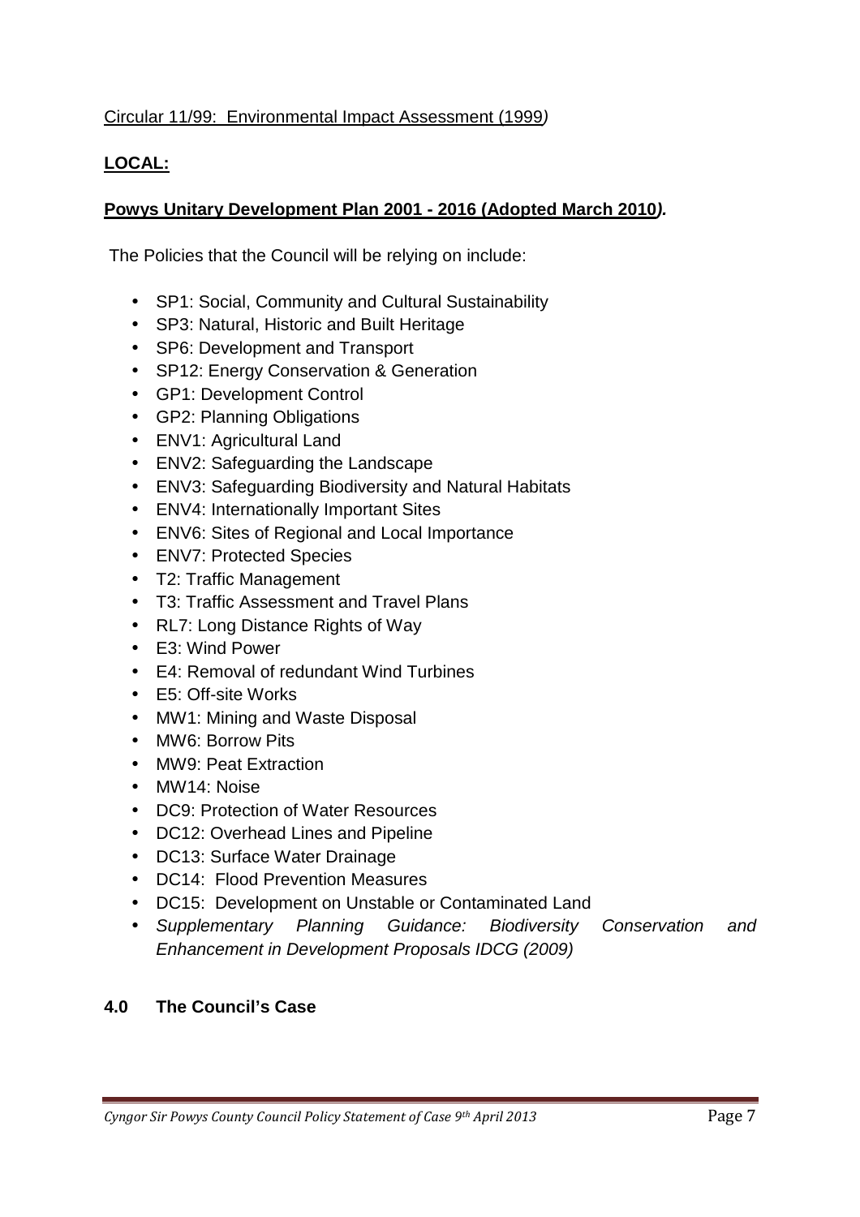Circular 11/99: Environmental Impact Assessment (1999*)*

**LOCAL:**

**Powys Unitary Development Plan 2001 - 2016 (Adopted March 2010*).***

The Policies that the Council will be relying on include:

- SP1: Social, Community and Cultural Sustainability
- SP3: Natural, Historic and Built Heritage
- SP6: Development and Transport
- SP12: Energy Conservation & Generation
- GP1: Development Control
- GP2: Planning Obligations
- ENV1: Agricultural Land
- ENV2: Safeguarding the Landscape
- ENV3: Safeguarding Biodiversity and Natural Habitats
- ENV4: Internationally Important Sites
- ENV6: Sites of Regional and Local Importance
- ENV7: Protected Species
- T2: Traffic Management
- T3: Traffic Assessment and Travel Plans
- RL7: Long Distance Rights of Way
- E3: Wind Power
- E4: Removal of redundant Wind Turbines
- E5: Off-site Works
- MW1: Mining and Waste Disposal
- MW6: Borrow Pits
- MW9: Peat Extraction
- MW14: Noise
- DC9: Protection of Water Resources
- DC12: Overhead Lines and Pipeline
- DC13: Surface Water Drainage
- DC14: Flood Prevention Measures
- DC15: Development on Unstable or Contaminated Land
- *Supplementary Planning Guidance: Biodiversity Conservation and Enhancement in Development Proposals IDCG (2009)*

## 4.0 The Council's Case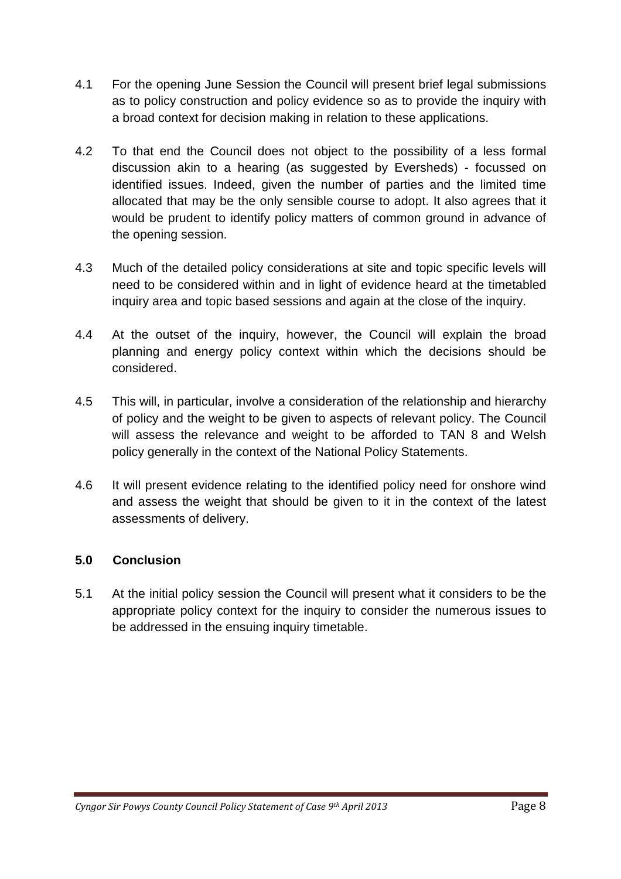4.1 For the opening June Session the Council will present brief legal submissions as to policy construction and policy evidence so as to provide the inquiry with a broad context for decision making in relation to these applications.

4.2 To that end the Council does not object to the possibility of a less formal discussion akin to a hearing (as suggested by Eversheds) - focussed on identified issues. Indeed, given the number of parties and the limited time allocated that may be the only sensible course to adopt. It also agrees that it would be prudent to identify policy matters of common ground in advance of the opening session.

4.3 Much of the detailed policy considerations at site and topic specific levels will need to be considered within and in light of evidence heard at the timetabled inquiry area and topic based sessions and again at the close of the inquiry.

4.4 At the outset of the inquiry, however, the Council will explain the broad planning and energy policy context within which the decisions should be considered.

4.5 This will, in particular, involve a consideration of the relationship and hierarchy of policy and the weight to be given to aspects of relevant policy. The Council will assess the relevance and weight to be afforded to TAN 8 and Welsh policy generally in the context of the National Policy Statements.

4.6 It will present evidence relating to the identified policy need for onshore wind and assess the weight that should be given to it in the context of the latest assessments of delivery.

## 5.0 Conclusion

5.1 At the initial policy session the Council will present what it considers to be the appropriate policy context for the inquiry to consider the numerous issues to be addressed in the ensuing inquiry timetable.